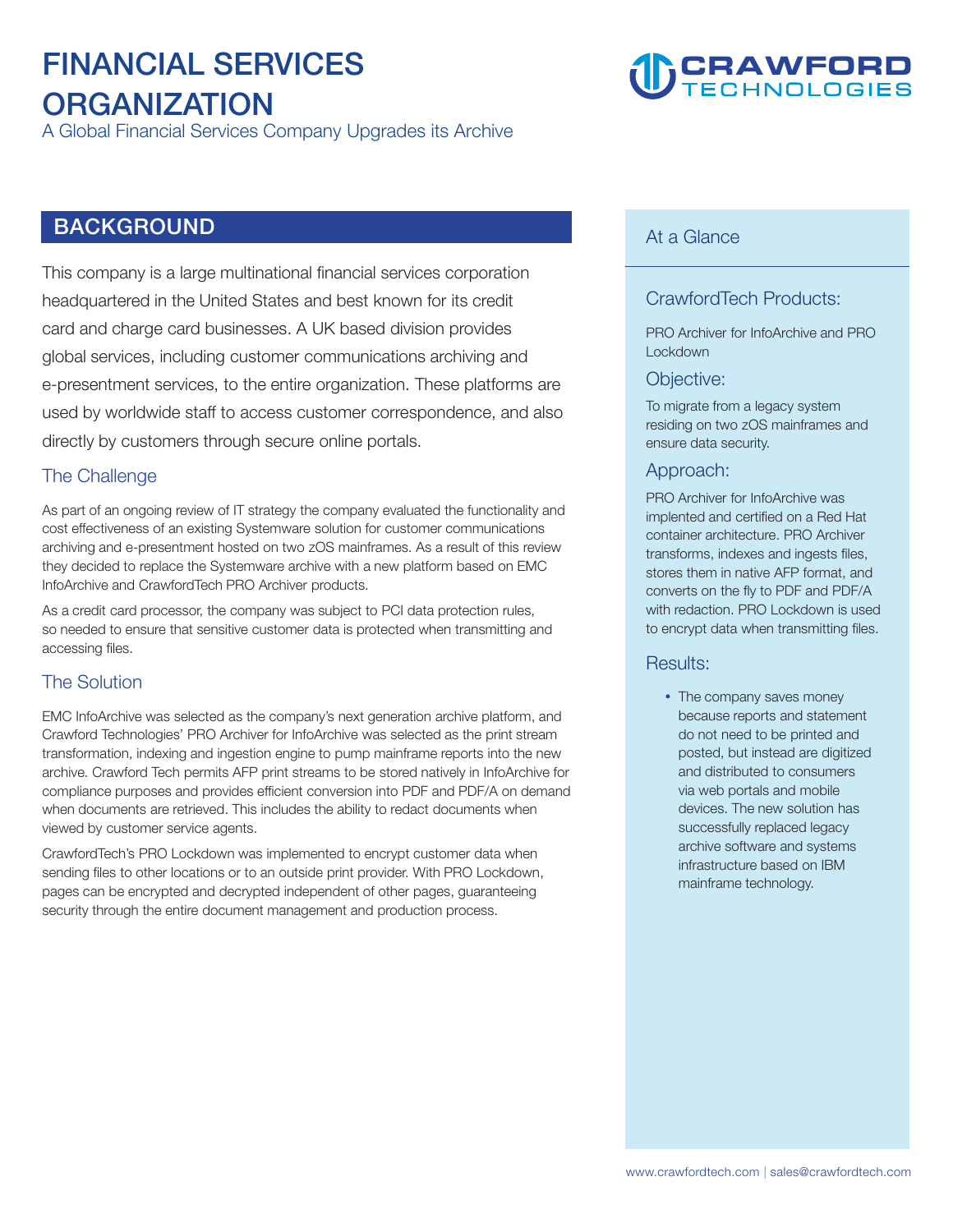# FINANCIAL SERVICES ORGANIZATION

A Global Financial Services Company Upgrades its Archive

CRAWFORD TECHNOLOGIES

## BACKGROUND

This company is a large multinational financial services corporation headquartered in the United States and best known for its credit card and charge card businesses. A UK based division provides global services, including customer communications archiving and e-presentment services, to the entire organization. These platforms are used by worldwide staff to access customer correspondence, and also directly by customers through secure online portals.

### The Challenge

As part of an ongoing review of IT strategy the company evaluated the functionality and cost effectiveness of an existing Systemware solution for customer communications archiving and e-presentment hosted on two zOS mainframes. As a result of this review they decided to replace the Systemware archive with a new platform based on EMC InfoArchive and CrawfordTech PRO Archiver products.

As a credit card processor, the company was subject to PCI data protection rules, so needed to ensure that sensitive customer data is protected when transmitting and accessing files.

### The Solution

EMC InfoArchive was selected as the company's next generation archive platform, and Crawford Technologies' PRO Archiver for InfoArchive was selected as the print stream transformation, indexing and ingestion engine to pump mainframe reports into the new archive. Crawford Tech permits AFP print streams to be stored natively in InfoArchive for compliance purposes and provides efficient conversion into PDF and PDF/A on demand when documents are retrieved. This includes the ability to redact documents when viewed by customer service agents.

CrawfordTech's PRO Lockdown was implemented to encrypt customer data when sending files to other locations or to an outside print provider. With PRO Lockdown, pages can be encrypted and decrypted independent of other pages, guaranteeing security through the entire document management and production process.

## At a Glance

### CrawfordTech Products:

PRO Archiver for InfoArchive and PRO Lockdown

### Objective:

To migrate from a legacy system residing on two zOS mainframes and ensure data security.

### Approach:

PRO Archiver for InfoArchive was implented and certified on a Red Hat container architecture. PRO Archiver transforms, indexes and ingests files, stores them in native AFP format, and converts on the fly to PDF and PDF/A with redaction. PRO Lockdown is used to encrypt data when transmitting files.

### Results:

- The company saves money because reports and statement do not need to be printed and posted, but instead are digitized and distributed to consumers via web portals and mobile devices. The new solution has successfully replaced legacy archive software and systems infrastructure based on IBM mainframe technology.

www.crawfordtech.com | sales@crawfordtech.com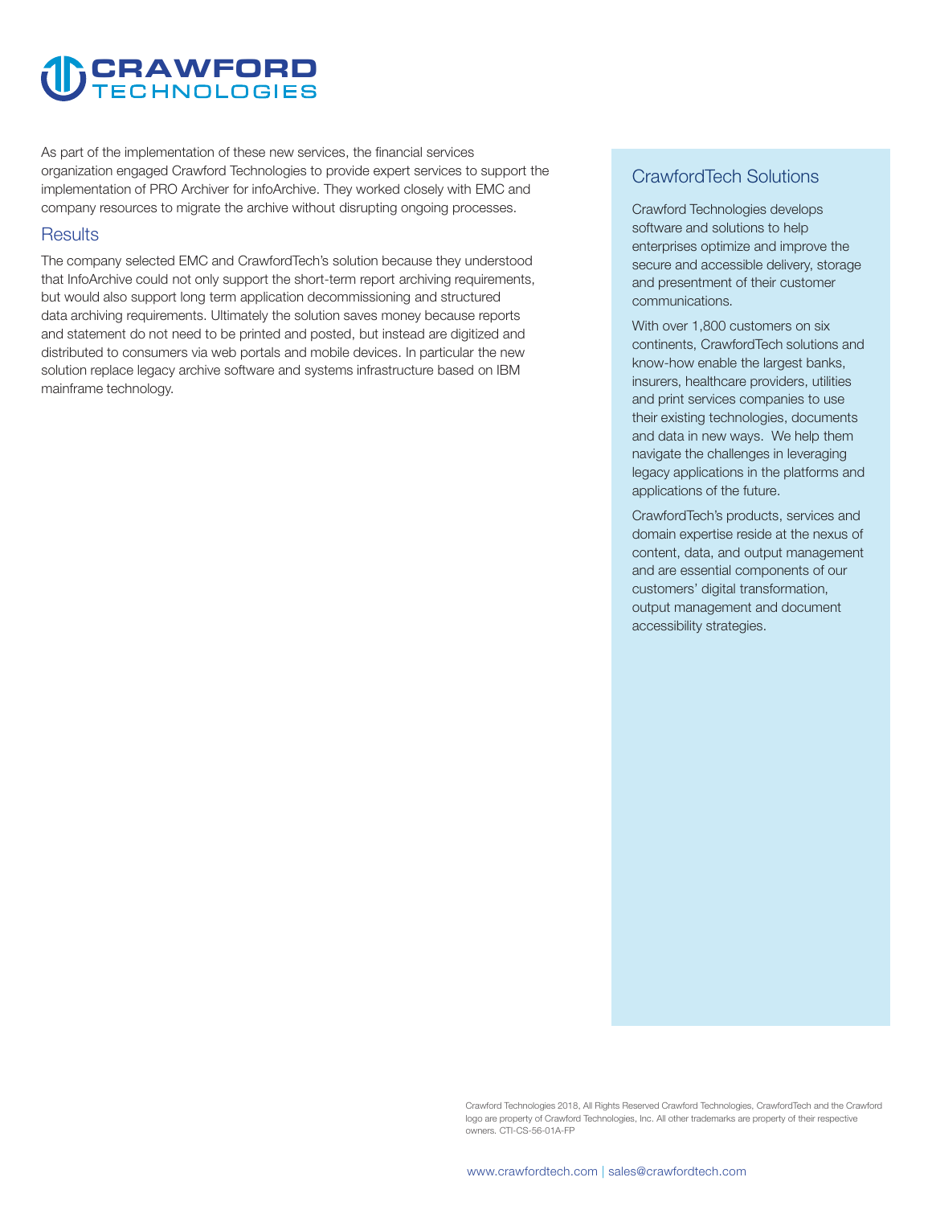As part of the implementation of these new services, the financial services organization engaged Crawford Technologies to provide expert services to support the implementation of PRO Archiver for infoArchive. They worked closely with EMC and company resources to migrate the archive without disrupting ongoing processes.

## Results

The company selected EMC and CrawfordTech's solution because they understood that InfoArchive could not only support the short-term report archiving requirements, but would also support long term application decommissioning and structured data archiving requirements. Ultimately the solution saves money because reports and statement do not need to be printed and posted, but instead are digitized and distributed to consumers via web portals and mobile devices. In particular the new solution replace legacy archive software and systems infrastructure based on IBM mainframe technology.

## CrawfordTech Solutions

Crawford Technologies develops software and solutions to help enterprises optimize and improve the secure and accessible delivery, storage and presentment of their customer communications.

With over 1,800 customers on six continents, CrawfordTech solutions and know-how enable the largest banks, insurers, healthcare providers, utilities and print services companies to use their existing technologies, documents and data in new ways. We help them navigate the challenges in leveraging legacy applications in the platforms and applications of the future.

CrawfordTech's products, services and domain expertise reside at the nexus of content, data, and output management and are essential components of our customers' digital transformation, output management and document accessibility strategies.

Crawford Technologies 2018, All Rights Reserved Crawford Technologies, CrawfordTech and the Crawford logo are property of Crawford Technologies, Inc. All other trademarks are property of their respective owners. CTI-CS-56-01A-FP

www.crawfordtech.com | sales@crawfordtech.com